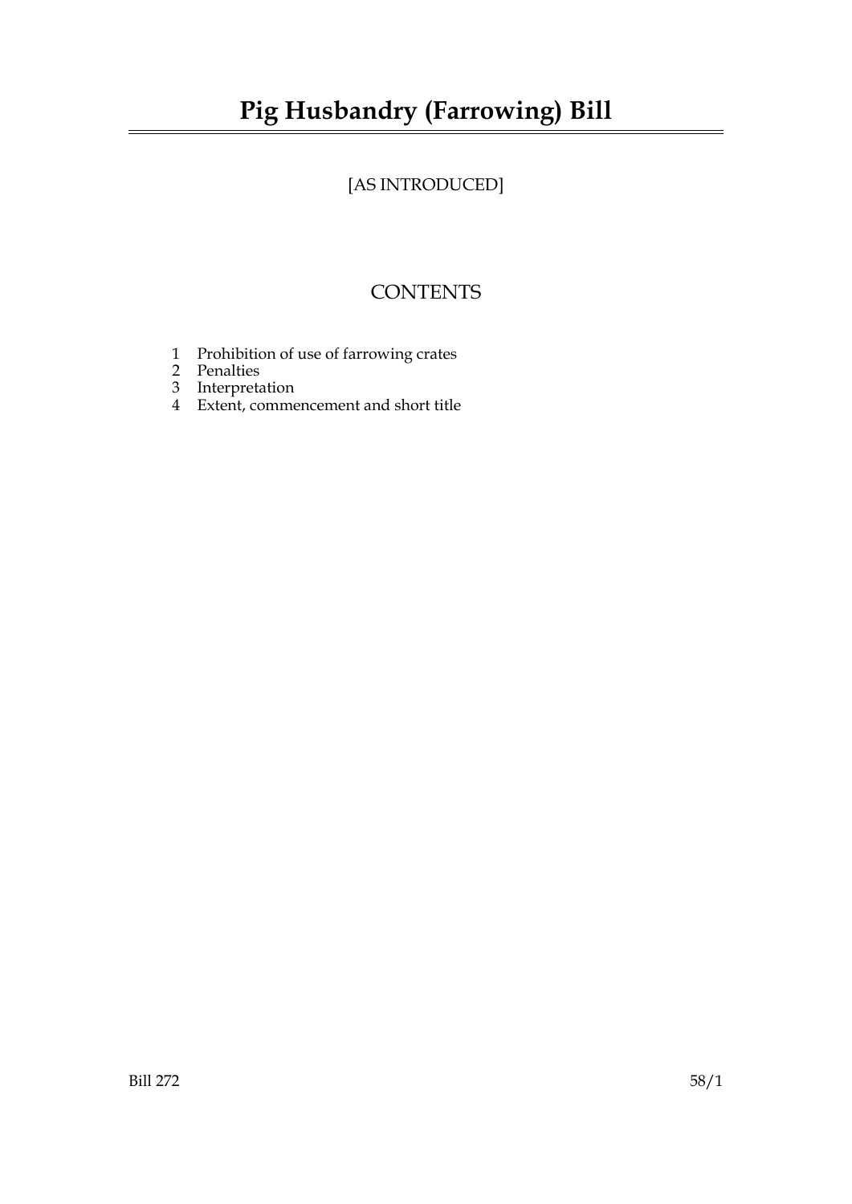# Pig Husbandry (Farrowing) Bill

[AS INTRODUCED]

## CONTENTS

1 Prohibition of use of farrowing crates
2 Penalties
3 Interpretation
4 Extent, commencement and short title

Bill 272 58/1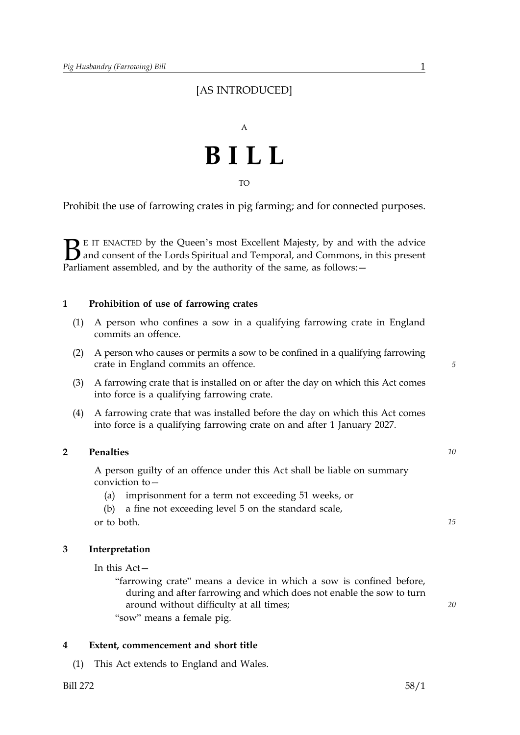[AS INTRODUCED]

A

# BILL

TO

Prohibit the use of farrowing crates in pig farming; and for connected purposes.

BE IT ENACTED by the Queen's most Excellent Majesty, by and with the advice and consent of the Lords Spiritual and Temporal, and Commons, in this present Parliament assembled, and by the authority of the same, as follows:—

## 1 Prohibition of use of farrowing crates

(1) A person who confines a sow in a qualifying farrowing crate in England commits an offence.

(2) A person who causes or permits a sow to be confined in a qualifying farrowing crate in England commits an offence.

(3) A farrowing crate that is installed on or after the day on which this Act comes into force is a qualifying farrowing crate.

(4) A farrowing crate that was installed before the day on which this Act comes into force is a qualifying farrowing crate on and after 1 January 2027.

## 2 Penalties

A person guilty of an offence under this Act shall be liable on summary conviction to—

(a) imprisonment for a term not exceeding 51 weeks, or

(b) a fine not exceeding level 5 on the standard scale,

or to both.

## 3 Interpretation

In this Act—

"farrowing crate" means a device in which a sow is confined before, during and after farrowing and which does not enable the sow to turn around without difficulty at all times;

"sow" means a female pig.

## 4 Extent, commencement and short title

(1) This Act extends to England and Wales.

Bill 272 58/1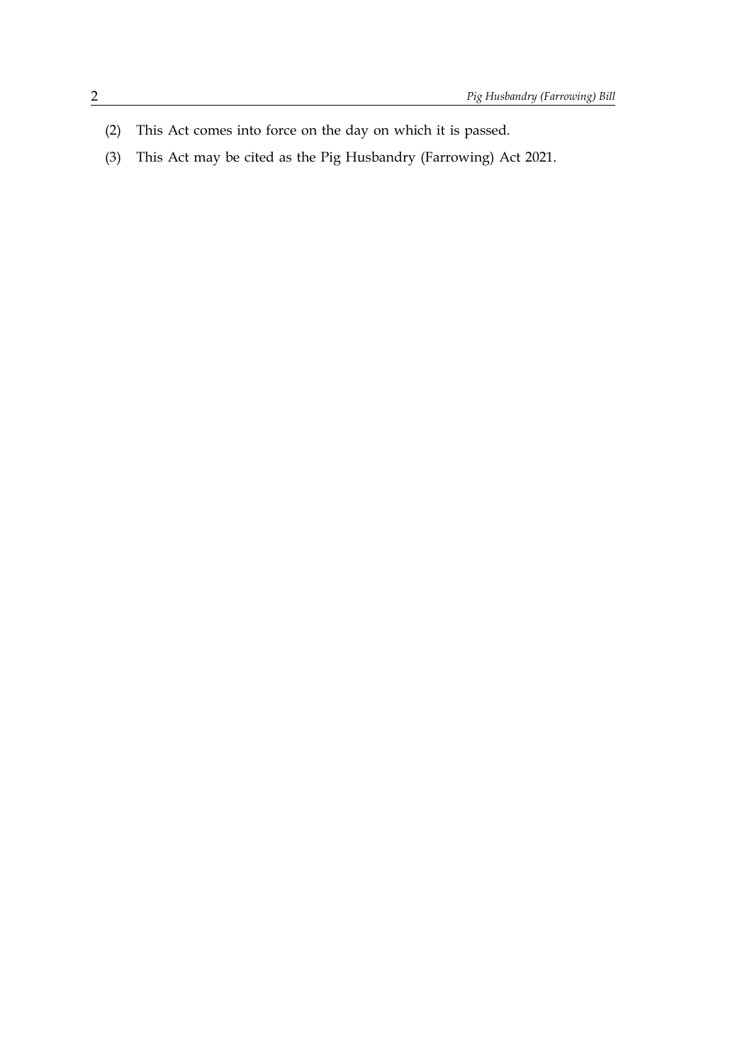(2) This Act comes into force on the day on which it is passed.

(3) This Act may be cited as the Pig Husbandry (Farrowing) Act 2021.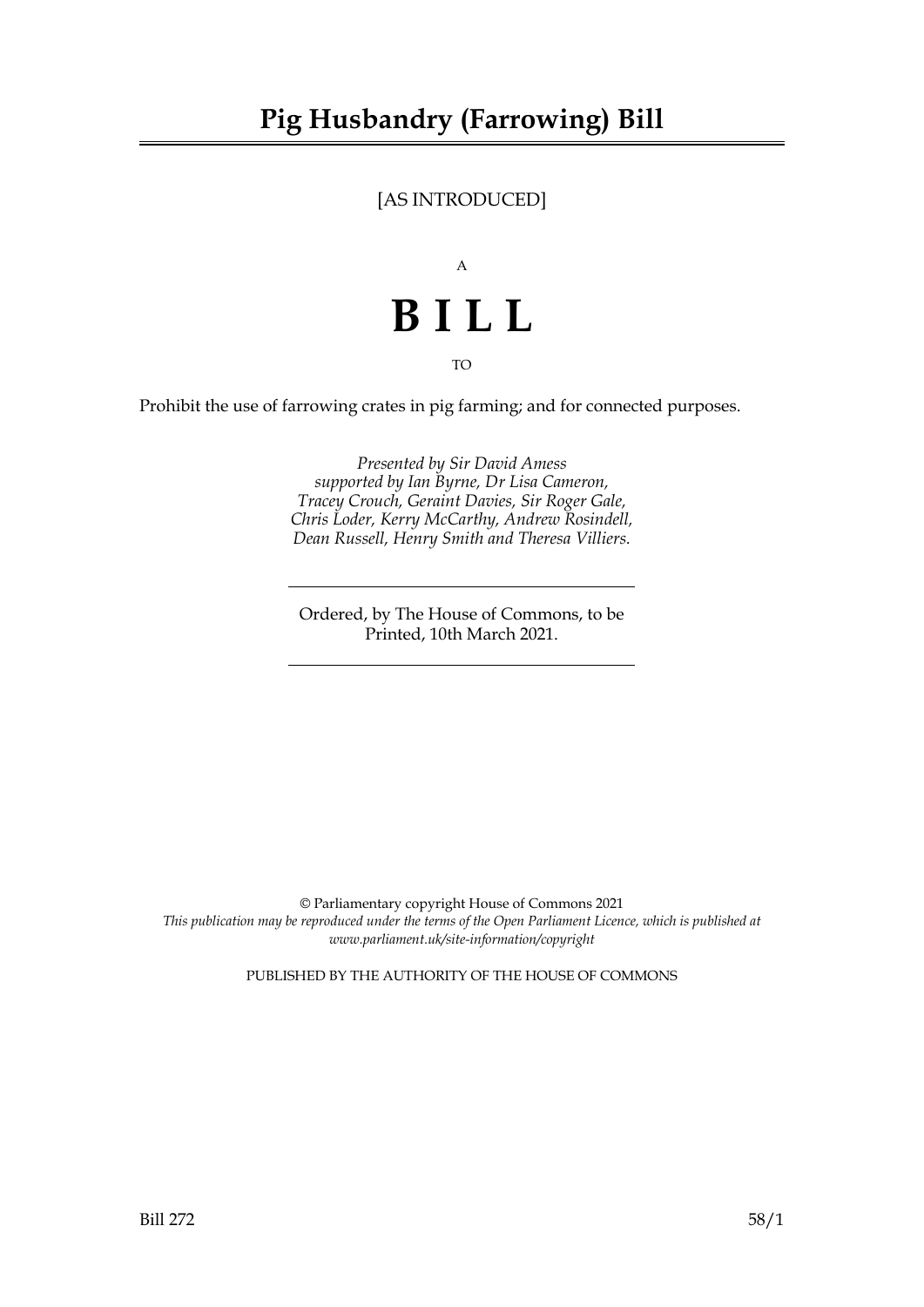# Pig Husbandry (Farrowing) Bill

[AS INTRODUCED]

A

# B I L L

TO

Prohibit the use of farrowing crates in pig farming; and for connected purposes.

*Presented by Sir David Amess supported by Ian Byrne, Dr Lisa Cameron, Tracey Crouch, Geraint Davies, Sir Roger Gale, Chris Loder, Kerry McCarthy, Andrew Rosindell, Dean Russell, Henry Smith and Theresa Villiers.*

---

Ordered, by The House of Commons, to be Printed, 10th March 2021.

---

© Parliamentary copyright House of Commons 2021
*This publication may be reproduced under the terms of the Open Parliament Licence, which is published at www.parliament.uk/site-information/copyright*

PUBLISHED BY THE AUTHORITY OF THE HOUSE OF COMMONS

Bill 272 58/1